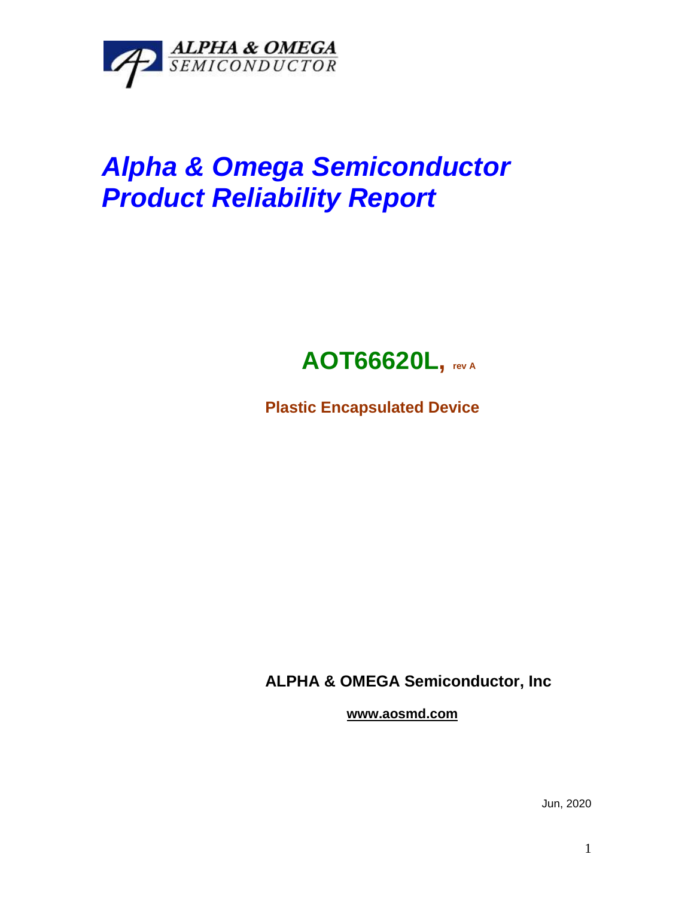ALPHA & OMEGA
SEMICONDUCTOR

# *Alpha & Omega Semiconductor Product Reliability Report*

## AOT66620L, rev A

**Plastic Encapsulated Device**

**ALPHA & OMEGA Semiconductor, Inc**

**www.aosmd.com**

Jun, 2020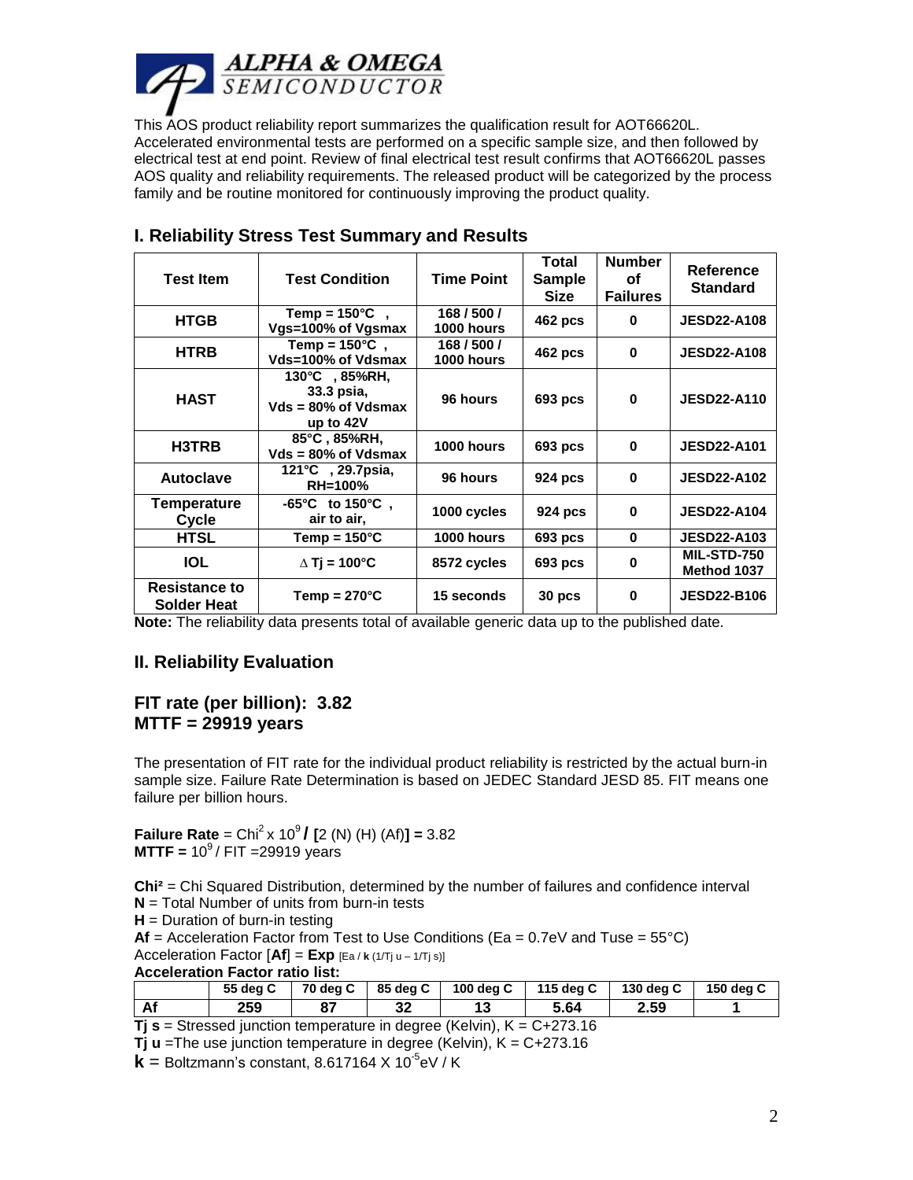ALPHA & OMEGA SEMICONDUCTOR

This AOS product reliability report summarizes the qualification result for AOT66620L. Accelerated environmental tests are performed on a specific sample size, and then followed by electrical test at end point. Review of final electrical test result confirms that AOT66620L passes AOS quality and reliability requirements. The released product will be categorized by the process family and be routine monitored for continuously improving the product quality.

## I. Reliability Stress Test Summary and Results

| Test Item | Test Condition | Time Point | Total Sample Size | Number of Failures | Reference Standard |
|---|---|---|---|---|---|
| **HTGB** | **Temp = 150°C , Vgs=100% of Vgsmax** | **168 / 500 / 1000 hours** | **462 pcs** | **0** | **JESD22-A108** |
| **HTRB** | **Temp = 150°C , Vds=100% of Vdsmax** | **168 / 500 / 1000 hours** | **462 pcs** | **0** | **JESD22-A108** |
| **HAST** | **130°C , 85%RH, 33.3 psia, Vds = 80% of Vdsmax up to 42V** | **96 hours** | **693 pcs** | **0** | **JESD22-A110** |
| **H3TRB** | **85°C , 85%RH, Vds = 80% of Vdsmax** | **1000 hours** | **693 pcs** | **0** | **JESD22-A101** |
| **Autoclave** | **121°C , 29.7psia, RH=100%** | **96 hours** | **924 pcs** | **0** | **JESD22-A102** |
| **Temperature Cycle** | **-65°C to 150°C , air to air,** | **1000 cycles** | **924 pcs** | **0** | **JESD22-A104** |
| **HTSL** | **Temp = 150°C** | **1000 hours** | **693 pcs** | **0** | **JESD22-A103** |
| **IOL** | **$\Delta$ Tj = 100°C** | **8572 cycles** | **693 pcs** | **0** | **MIL-STD-750 Method 1037** |
| **Resistance to Solder Heat** | **Temp = 270°C** | **15 seconds** | **30 pcs** | **0** | **JESD22-B106** |

**Note:** The reliability data presents total of available generic data up to the published date.

## II. Reliability Evaluation

### FIT rate (per billion): 3.82
### MTTF = 29919 years

The presentation of FIT rate for the individual product reliability is restricted by the actual burn-in sample size. Failure Rate Determination is based on JEDEC Standard JESD 85. FIT means one failure per billion hours.

**Failure Rate** = $Chi^2 \times 10^9$ **/ [**2 (N) (H) (Af)**] =** 3.82
**MTTF =** $10^9$ / FIT =29919 years

**Chi²** = Chi Squared Distribution, determined by the number of failures and confidence interval
**N** = Total Number of units from burn-in tests
**H** = Duration of burn-in testing
**Af** = Acceleration Factor from Test to Use Conditions (Ea = 0.7eV and Tuse = 55°C)
Acceleration Factor [**Af**] = **Exp** [Ea / **k** (1/Tj u – 1/Tj s)]

**Acceleration Factor ratio list:**

| | 55 deg C | 70 deg C | 85 deg C | 100 deg C | 115 deg C | 130 deg C | 150 deg C |
|---|---|---|---|---|---|---|---|
| **Af** | **259** | **87** | **32** | **13** | **5.64** | **2.59** | **1** |

**Tj s** = Stressed junction temperature in degree (Kelvin), K = C+273.16
**Tj u** =The use junction temperature in degree (Kelvin), K = C+273.16
**k** = Boltzmann's constant, 8.617164 X $10^{-5}$eV / K